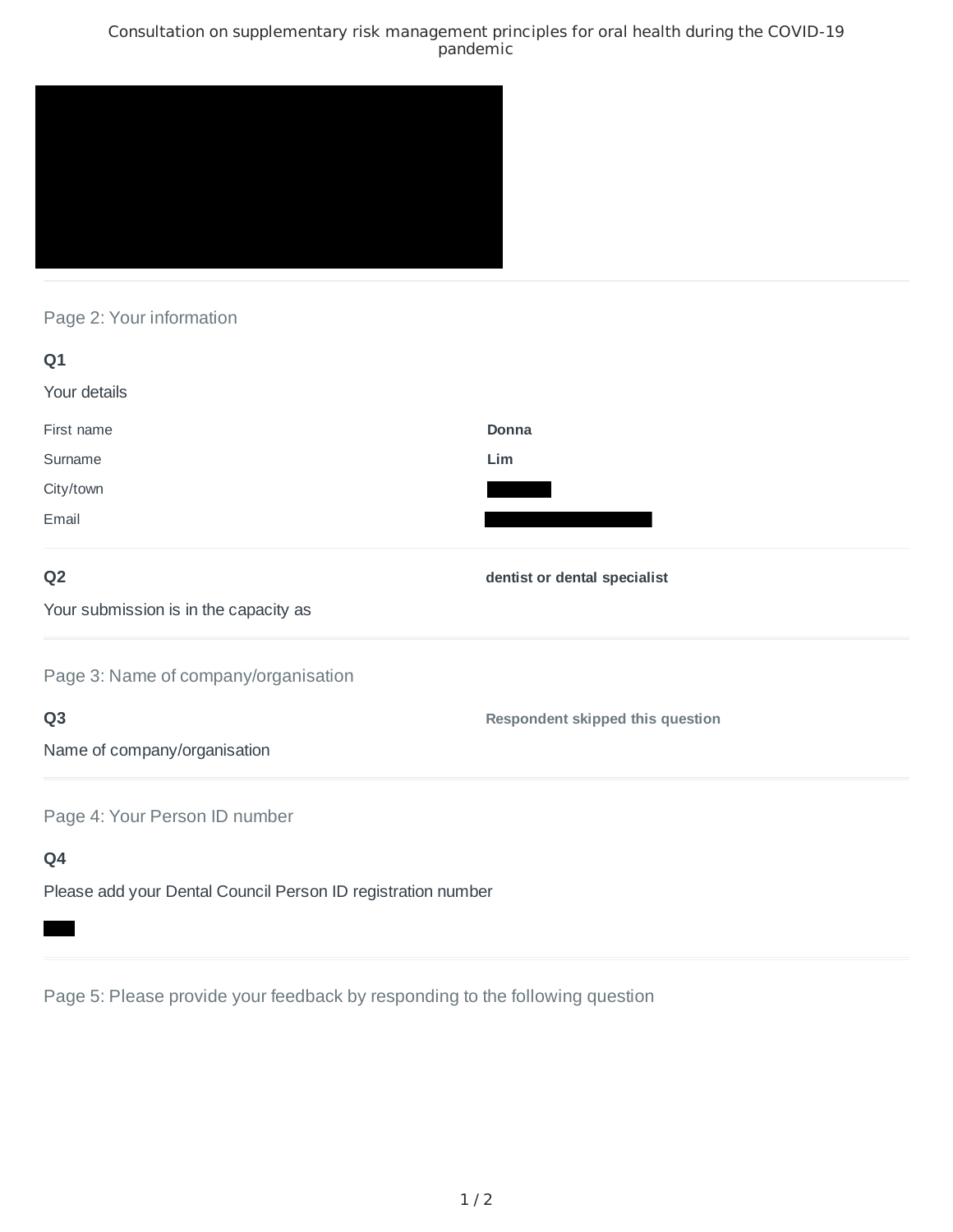Consultation on supplementary risk management principles for oral health during the COVID-19 pandemic

## Page 2: Your information

**Q1**

Your details

| | |
|---|---|
| First name | **Donna** |
| Surname | **Lim** |
| City/town | |
| Email | |

**Q2**

Your submission is in the capacity as

**dentist or dental specialist**

## Page 3: Name of company/organisation

**Q3**

Name of company/organisation

**Respondent skipped this question**

## Page 4: Your Person ID number

**Q4**

Please add your Dental Council Person ID registration number

## Page 5: Please provide your feedback by responding to the following question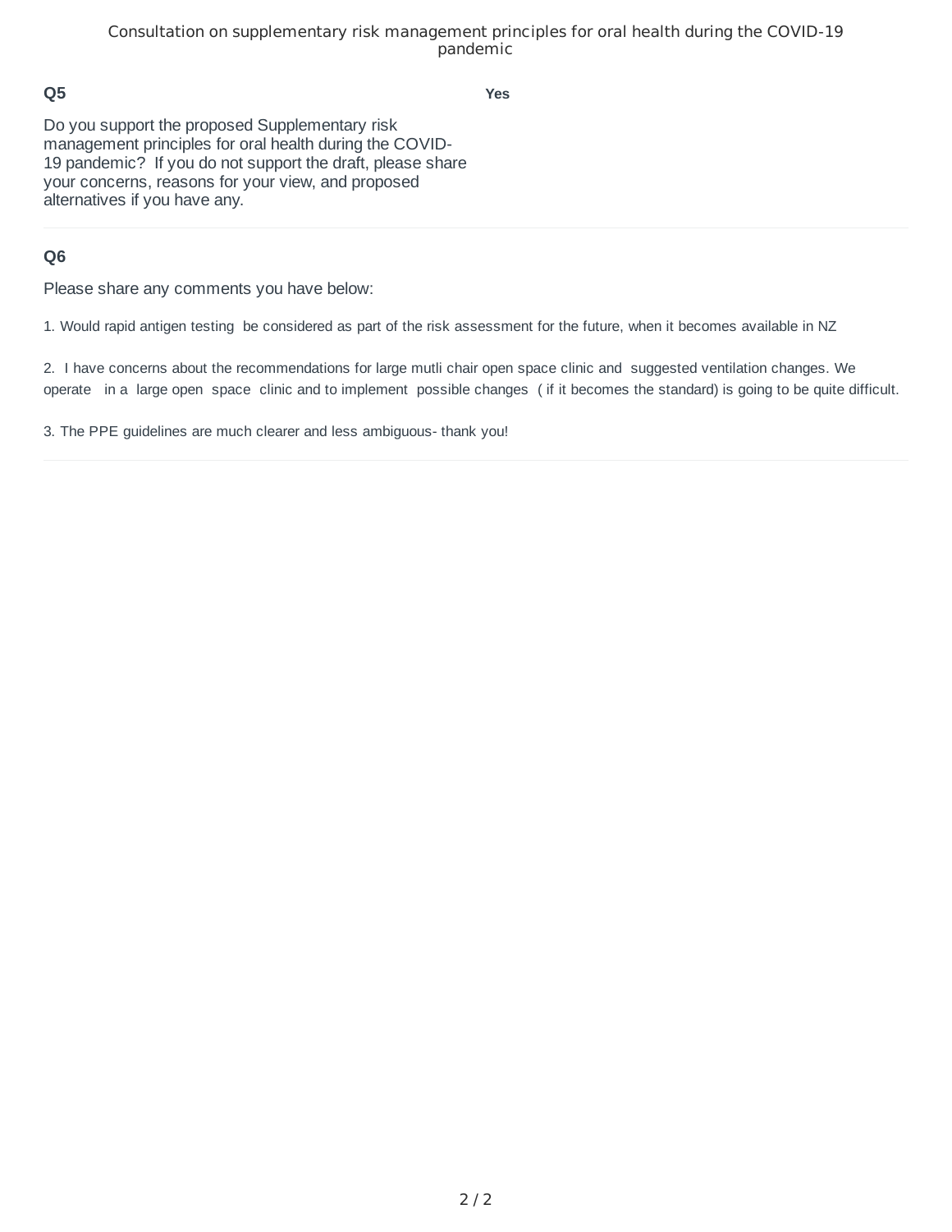**Q5**

Do you support the proposed Supplementary risk management principles for oral health during the COVID-19 pandemic? If you do not support the draft, please share your concerns, reasons for your view, and proposed alternatives if you have any.

**Yes**

**Q6**

Please share any comments you have below:

1. Would rapid antigen testing be considered as part of the risk assessment for the future, when it becomes available in NZ

2. I have concerns about the recommendations for large mutli chair open space clinic and suggested ventilation changes. We operate in a large open space clinic and to implement possible changes ( if it becomes the standard) is going to be quite difficult.

3. The PPE guidelines are much clearer and less ambiguous- thank you!